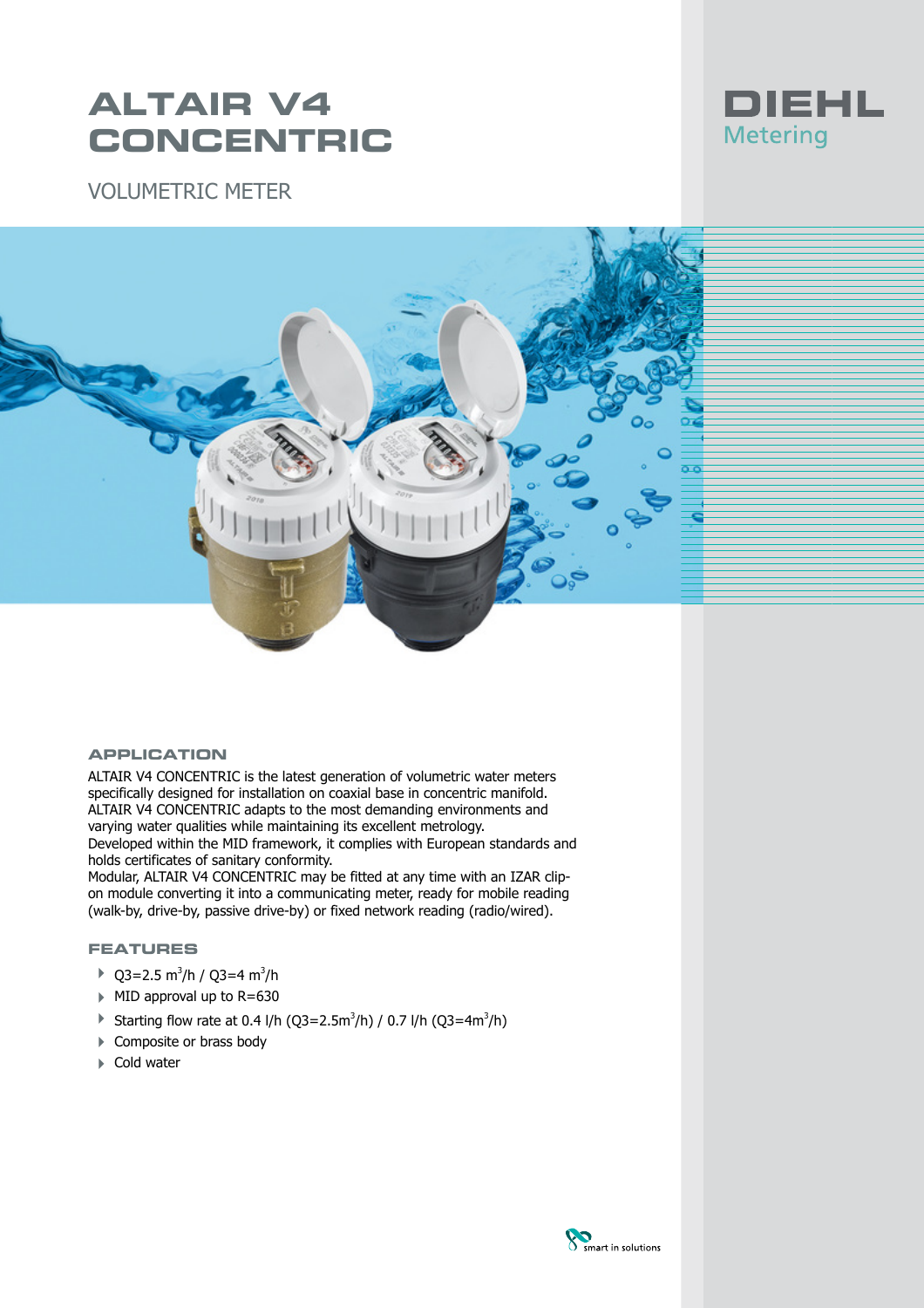# ALTAIR V4 CONCENTRIC

DIEHL Metering

## VOLUMETRIC METER

### APPLICATION

ALTAIR V4 CONCENTRIC is the latest generation of volumetric water meters specifically designed for installation on coaxial base in concentric manifold.
ALTAIR V4 CONCENTRIC adapts to the most demanding environments and varying water qualities while maintaining its excellent metrology.
Developed within the MID framework, it complies with European standards and holds certificates of sanitary conformity.
Modular, ALTAIR V4 CONCENTRIC may be fitted at any time with an IZAR clip-on module converting it into a communicating meter, ready for mobile reading (walk-by, drive-by, passive drive-by) or fixed network reading (radio/wired).

### FEATURES

- Q3=2.5 $m^3$/h / Q3=4 $m^3$/h
- MID approval up to R=630
- Starting flow rate at 0.4 l/h (Q3=2.5$m^3$/h) / 0.7 l/h (Q3=4$m^3$/h)
- Composite or brass body
- Cold water

smart in solutions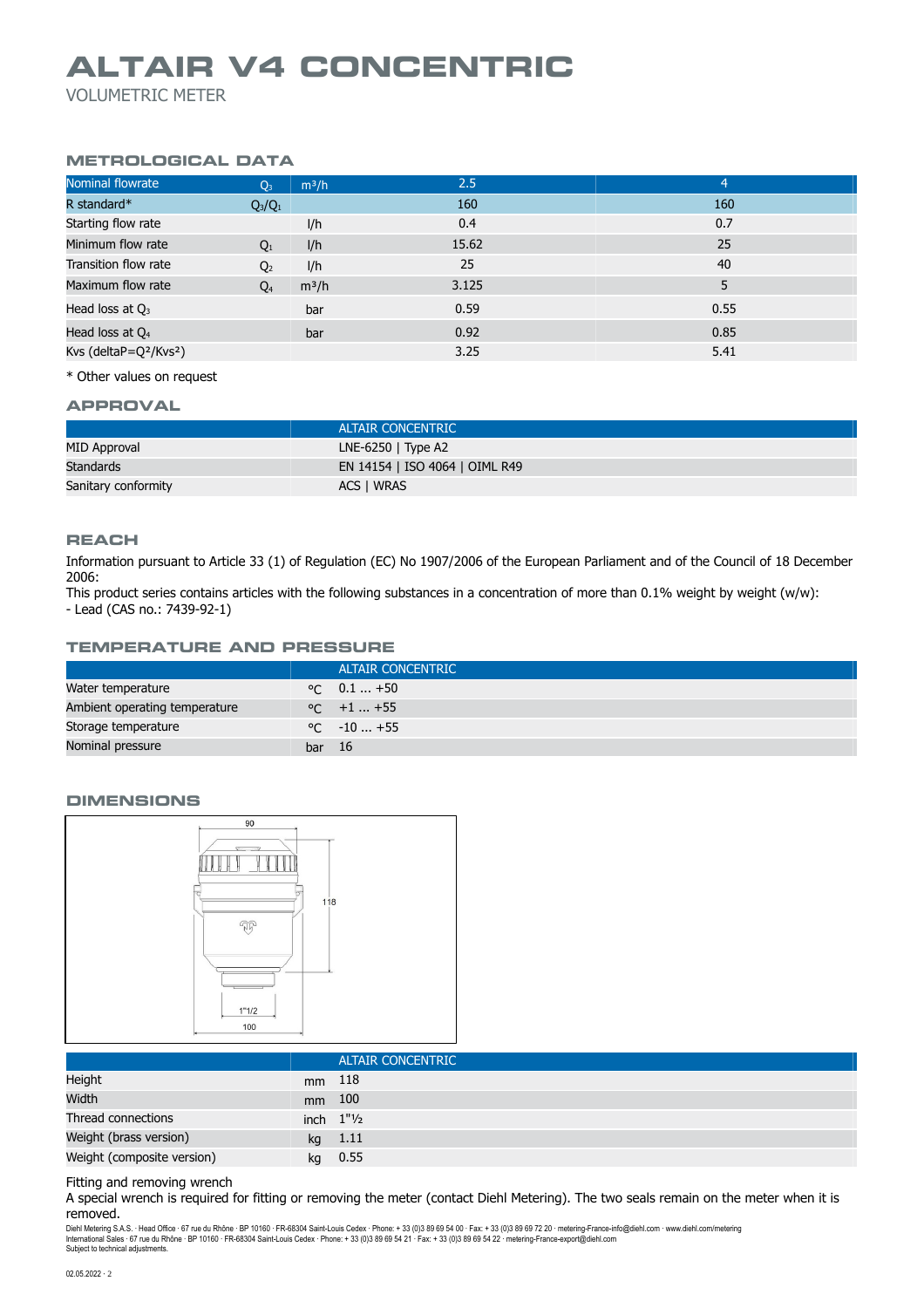// ALTAIR V4 CONCENTRIC

VOLUMETRIC METER

## METROLOGICAL DATA

| Nominal flowrate | $Q_3$ | m³/h | 2.5 | 4 |
|---|---|---|---|---|
| R standard* | $Q_3/Q_1$ | | 160 | 160 |
| Starting flow rate | | l/h | 0.4 | 0.7 |
| Minimum flow rate | $Q_1$ | l/h | 15.62 | 25 |
| Transition flow rate | $Q_2$ | l/h | 25 | 40 |
| Maximum flow rate | $Q_4$ | m³/h | 3.125 | 5 |
| Head loss at $Q_3$ | | bar | 0.59 | 0.55 |
| Head loss at $Q_4$ | | bar | 0.92 | 0.85 |
| Kvs ($\text{deltaP} = Q^2/Kvs^2$) | | | 3.25 | 5.41 |

* Other values on request

## APPROVAL

| | ALTAIR CONCENTRIC |
|---|---|
| MID Approval | LNE-6250 \| Type A2 |
| Standards | EN 14154 \| ISO 4064 \| OIML R49 |
| Sanitary conformity | ACS \| WRAS |

## REACH

Information pursuant to Article 33 (1) of Regulation (EC) No 1907/2006 of the European Parliament and of the Council of 18 December 2006:
This product series contains articles with the following substances in a concentration of more than 0.1% weight by weight (w/w):
- Lead (CAS no.: 7439-92-1)

## TEMPERATURE AND PRESSURE

| | | ALTAIR CONCENTRIC |
|---|---|---|
| Water temperature | °C | 0.1 ... +50 |
| Ambient operating temperature | °C | +1 ... +55 |
| Storage temperature | °C | -10 ... +55 |
| Nominal pressure | bar | 16 |

## DIMENSIONS

90

118

1"1/2

100

| | | ALTAIR CONCENTRIC |
|---|---|---|
| Height | mm | 118 |
| Width | mm | 100 |
| Thread connections | inch | 1"½ |
| Weight (brass version) | kg | 1.11 |
| Weight (composite version) | kg | 0.55 |

Fitting and removing wrench
A special wrench is required for fitting or removing the meter (contact Diehl Metering). The two seals remain on the meter when it is removed.

Diehl Metering S.A.S. · Head Office · 67 rue du Rhône · BP 10160 · FR-68304 Saint-Louis Cedex · Phone: + 33 (0)3 89 69 54 00 · Fax: + 33 (0)3 89 69 72 20 · metering-France-info@diehl.com · www.diehl.com/metering
International Sales · 67 rue du Rhône · BP 10160 · FR-68304 Saint-Louis Cedex · Phone: + 33 (0)3 89 69 54 21 · Fax: + 33 (0)3 89 69 54 22 · metering-France-export@diehl.com
Subject to technical adjustments.

02.05.2022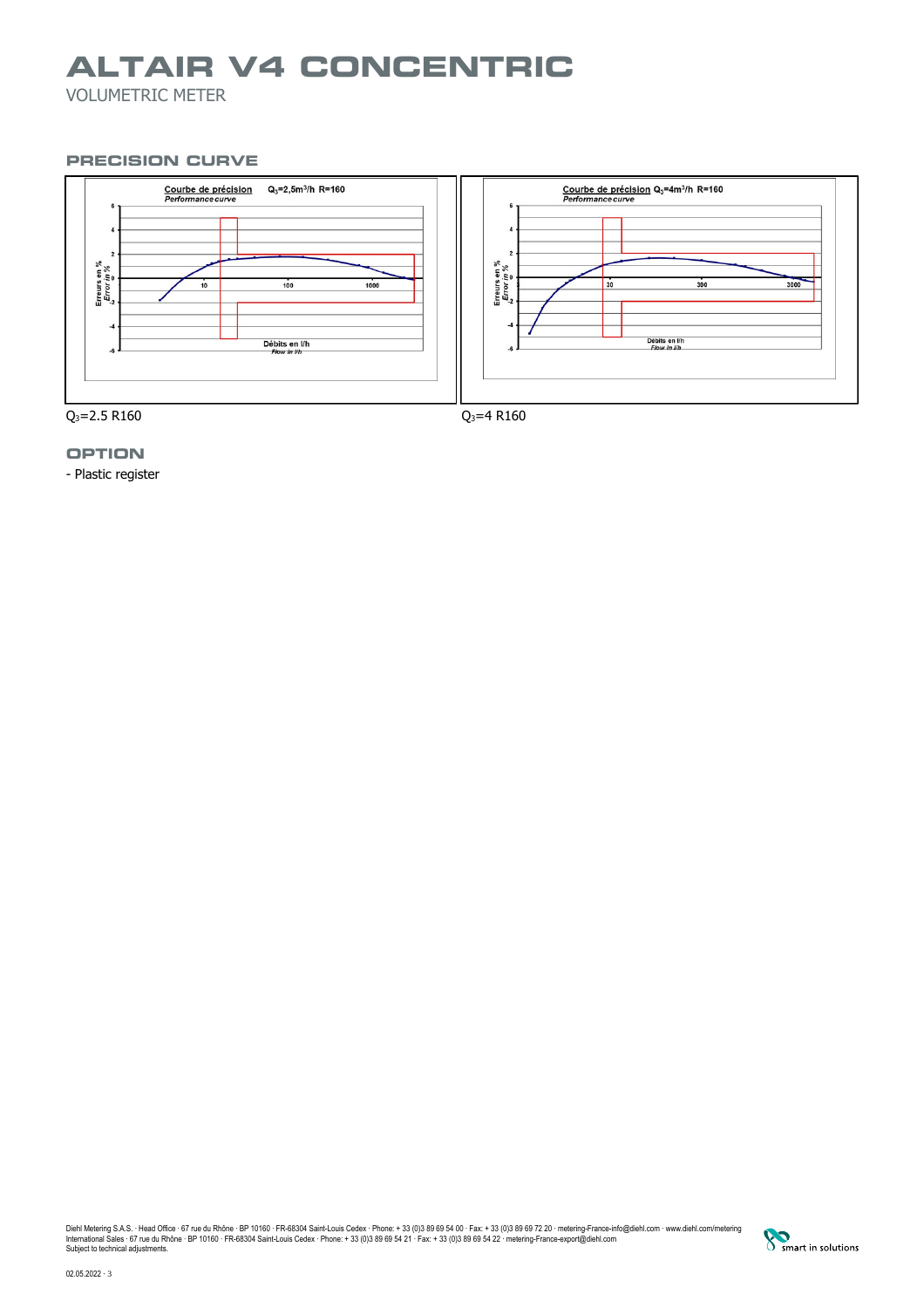# ALTAIR V4 CONCENTRIC

VOLUMETRIC METER

## PRECISION CURVE

Courbe de précision $Q_3$=2,5m³/h R=160
Performance curve
Erreurs en %
Error in %
6
4
2
0
-2
-4
-6
10
100
1000
Débits en l/h
Flow in l/h

Courbe de précision $Q_3$=4m³/h R=160
Performance curve
Erreurs en %
Error in %
6
4
2
0
-2
-4
-6
30
300
3000
Débits en l/h
Flow in l/h

$Q_3$=2.5 R160

$Q_3$=4 R160

## OPTION

- Plastic register

Diehl Metering S.A.S. · Head Office · 67 rue du Rhône · BP 10160 · FR-68304 Saint-Louis Cedex · Phone: + 33 (0)3 89 69 54 00 · Fax: + 33 (0)3 89 69 72 20 · metering-France-info@diehl.com · www.diehl.com/metering
International Sales · 67 rue du Rhône · BP 10160 · FR-68304 Saint-Louis Cedex · Phone: + 33 (0)3 89 69 54 21 · Fax: + 33 (0)3 89 69 54 22 · metering-France-export@diehl.com
Subject to technical adjustments.

smart in solutions

02.05.2022